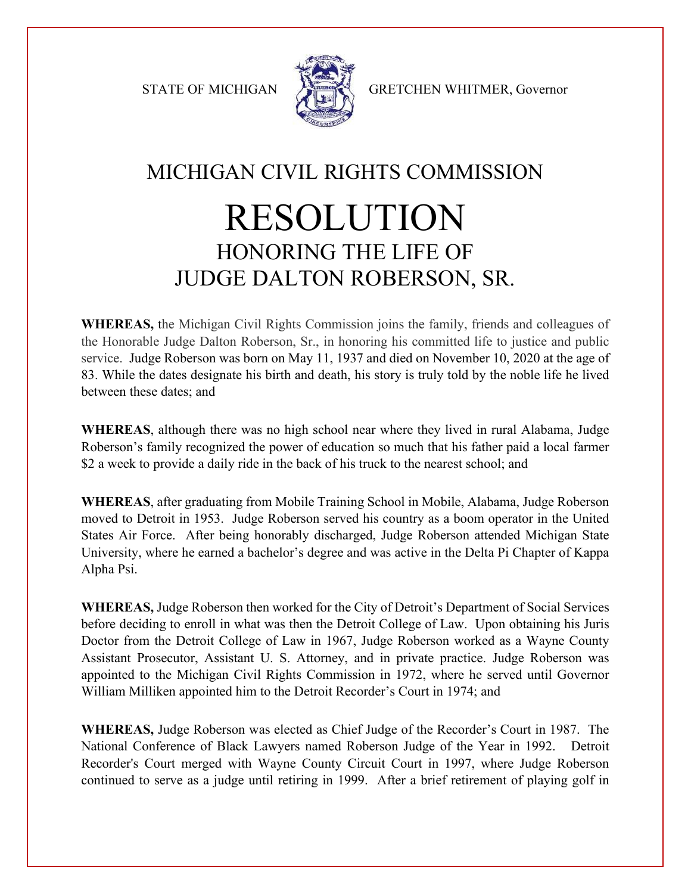STATE OF MICHIGAN GRETCHEN WHITMER, Governor

# MICHIGAN CIVIL RIGHTS COMMISSION

# RESOLUTION

## HONORING THE LIFE OF JUDGE DALTON ROBERSON, SR.

**WHEREAS,** the Michigan Civil Rights Commission joins the family, friends and colleagues of the Honorable Judge Dalton Roberson, Sr., in honoring his committed life to justice and public service. Judge Roberson was born on May 11, 1937 and died on November 10, 2020 at the age of 83. While the dates designate his birth and death, his story is truly told by the noble life he lived between these dates; and

**WHEREAS**, although there was no high school near where they lived in rural Alabama, Judge Roberson's family recognized the power of education so much that his father paid a local farmer $2 a week to provide a daily ride in the back of his truck to the nearest school; and

**WHEREAS**, after graduating from Mobile Training School in Mobile, Alabama, Judge Roberson moved to Detroit in 1953. Judge Roberson served his country as a boom operator in the United States Air Force. After being honorably discharged, Judge Roberson attended Michigan State University, where he earned a bachelor's degree and was active in the Delta Pi Chapter of Kappa Alpha Psi.

**WHEREAS,** Judge Roberson then worked for the City of Detroit's Department of Social Services before deciding to enroll in what was then the Detroit College of Law. Upon obtaining his Juris Doctor from the Detroit College of Law in 1967, Judge Roberson worked as a Wayne County Assistant Prosecutor, Assistant U. S. Attorney, and in private practice. Judge Roberson was appointed to the Michigan Civil Rights Commission in 1972, where he served until Governor William Milliken appointed him to the Detroit Recorder's Court in 1974; and

**WHEREAS,** Judge Roberson was elected as Chief Judge of the Recorder's Court in 1987. The National Conference of Black Lawyers named Roberson Judge of the Year in 1992. Detroit Recorder's Court merged with Wayne County Circuit Court in 1997, where Judge Roberson continued to serve as a judge until retiring in 1999. After a brief retirement of playing golf in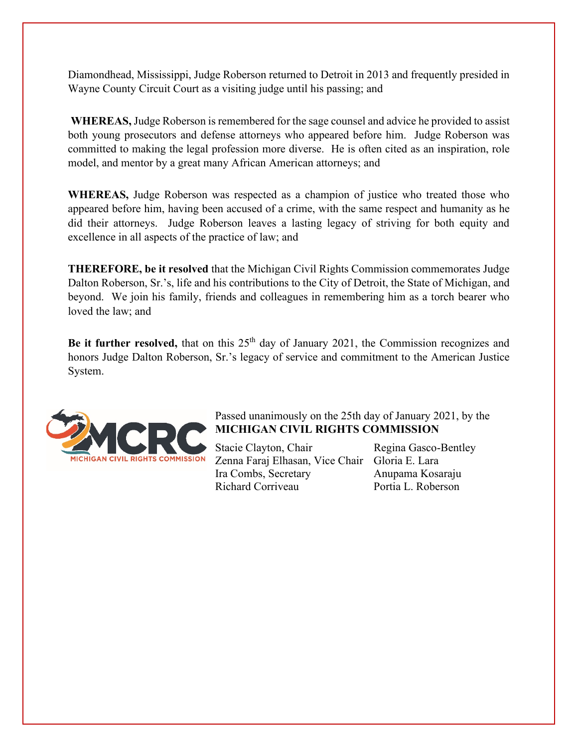Diamondhead, Mississippi, Judge Roberson returned to Detroit in 2013 and frequently presided in Wayne County Circuit Court as a visiting judge until his passing; and

**WHEREAS,** Judge Roberson is remembered for the sage counsel and advice he provided to assist both young prosecutors and defense attorneys who appeared before him. Judge Roberson was committed to making the legal profession more diverse. He is often cited as an inspiration, role model, and mentor by a great many African American attorneys; and

**WHEREAS,** Judge Roberson was respected as a champion of justice who treated those who appeared before him, having been accused of a crime, with the same respect and humanity as he did their attorneys. Judge Roberson leaves a lasting legacy of striving for both equity and excellence in all aspects of the practice of law; and

**THEREFORE, be it resolved** that the Michigan Civil Rights Commission commemorates Judge Dalton Roberson, Sr.'s, life and his contributions to the City of Detroit, the State of Michigan, and beyond. We join his family, friends and colleagues in remembering him as a torch bearer who loved the law; and

**Be it further resolved,** that on this 25th day of January 2021, the Commission recognizes and honors Judge Dalton Roberson, Sr.'s legacy of service and commitment to the American Justice System.

MCRC
MICHIGAN CIVIL RIGHTS COMMISSION

Passed unanimously on the 25th day of January 2021, by the
**MICHIGAN CIVIL RIGHTS COMMISSION**

Stacie Clayton, Chair
Zenna Faraj Elhasan, Vice Chair
Ira Combs, Secretary
Richard Corriveau
Regina Gasco-Bentley
Gloria E. Lara
Anupama Kosaraju
Portia L. Roberson